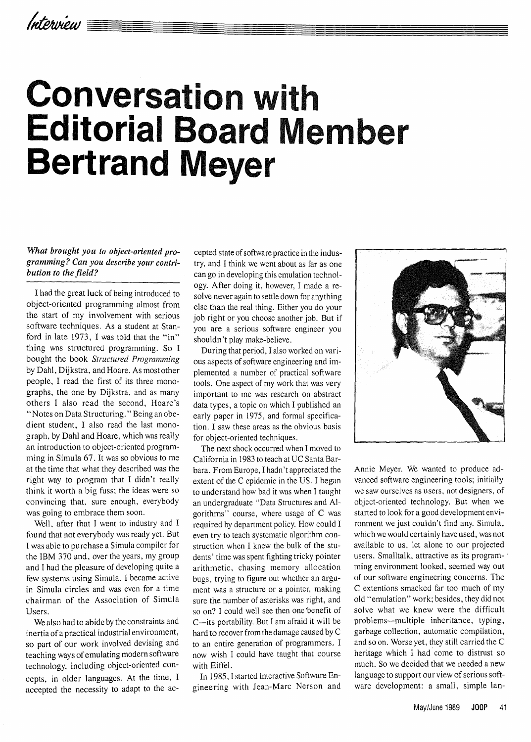# Conversation with Editorial Board Member Bertrand Meyer

***What brought you to object-oriented programming? Can you describe your contribution to the field?***

I had the great luck of being introduced to object-oriented programming almost from the start of my involvement with serious software techniques. As a student at Stanford in late 1973, I was told that the "in" thing was structured programming. So I bought the book *Structured Programming* by Dahl, Dijkstra, and Hoare. As most other people, I read the first of its three monographs, the one by Dijkstra, and as many others I also read the second, Hoare's "Notes on Data Structuring." Being an obedient student, I also read the last monograph, by Dahl and Hoare, which was really an introduction to object-oriented programming in Simula 67. It was so obvious to me at the time that what they described was the right way to program that I didn't really think it worth a big fuss; the ideas were so convincing that, sure enough, everybody was going to embrace them soon.

Well, after that I went to industry and I found that not everybody was ready yet. But I was able to purchase a Simula compiler for the IBM 370 and, over the years, my group and I had the pleasure of developing quite a few systems using Simula. I became active in Simula circles and was even for a time chairman of the Association of Simula Users.

We also had to abide by the constraints and inertia of a practical industrial environment, so part of our work involved devising and teaching ways of emulating modern software technology, including object-oriented concepts, in older languages. At the time, I accepted the necessity to adapt to the accepted state of software practice in the industry, and I think we went about as far as one can go in developing this emulation technology. After doing it, however, I made a resolve never again to settle down for anything else than the real thing. Either you do your job right or you choose another job. But if you are a serious software engineer you shouldn't play make-believe.

During that period, I also worked on various aspects of software engineering and implemented a number of practical software tools. One aspect of my work that was very important to me was research on abstract data types, a topic on which I published an early paper in 1975, and formal specification. I saw these areas as the obvious basis for object-oriented techniques.

The next shock occurred when I moved to California in 1983 to teach at UC Santa Barbara. From Europe, I hadn't appreciated the extent of the C epidemic in the US. I began to understand how bad it was when I taught an undergraduate "Data Structures and Algorithms" course, where usage of C was required by department policy. How could I even try to teach systematic algorithm construction when I knew the bulk of the students' time was spent fighting tricky pointer arithmetic, chasing memory allocation bugs, trying to figure out whether an argument was a structure or a pointer, making sure the number of asterisks was right, and so on? I could well see then one benefit of C—its portability. But I am afraid it will be hard to recover from the damage caused by C to an entire generation of programmers. I now wish I could have taught that course with Eiffel.

In 1985, I started Interactive Software Engineering with Jean-Marc Nerson and Annie Meyer. We wanted to produce advanced software engineering tools; initially we saw ourselves as users, not designers, of object-oriented technology. But when we started to look for a good development environment we just couldn't find any. Simula, which we would certainly have used, was not available to us, let alone to our projected users. Smalltalk, attractive as its programming environment looked, seemed way out of our software engineering concerns. The C extentions smacked far too much of my old "emulation" work; besides, they did not solve what we knew were the difficult problems—multiple inheritance, typing, garbage collection, automatic compilation, and so on. Worse yet, they still carried the C heritage which I had come to distrust so much. So we decided that we needed a new language to support our view of serious software development: a small, simple lan-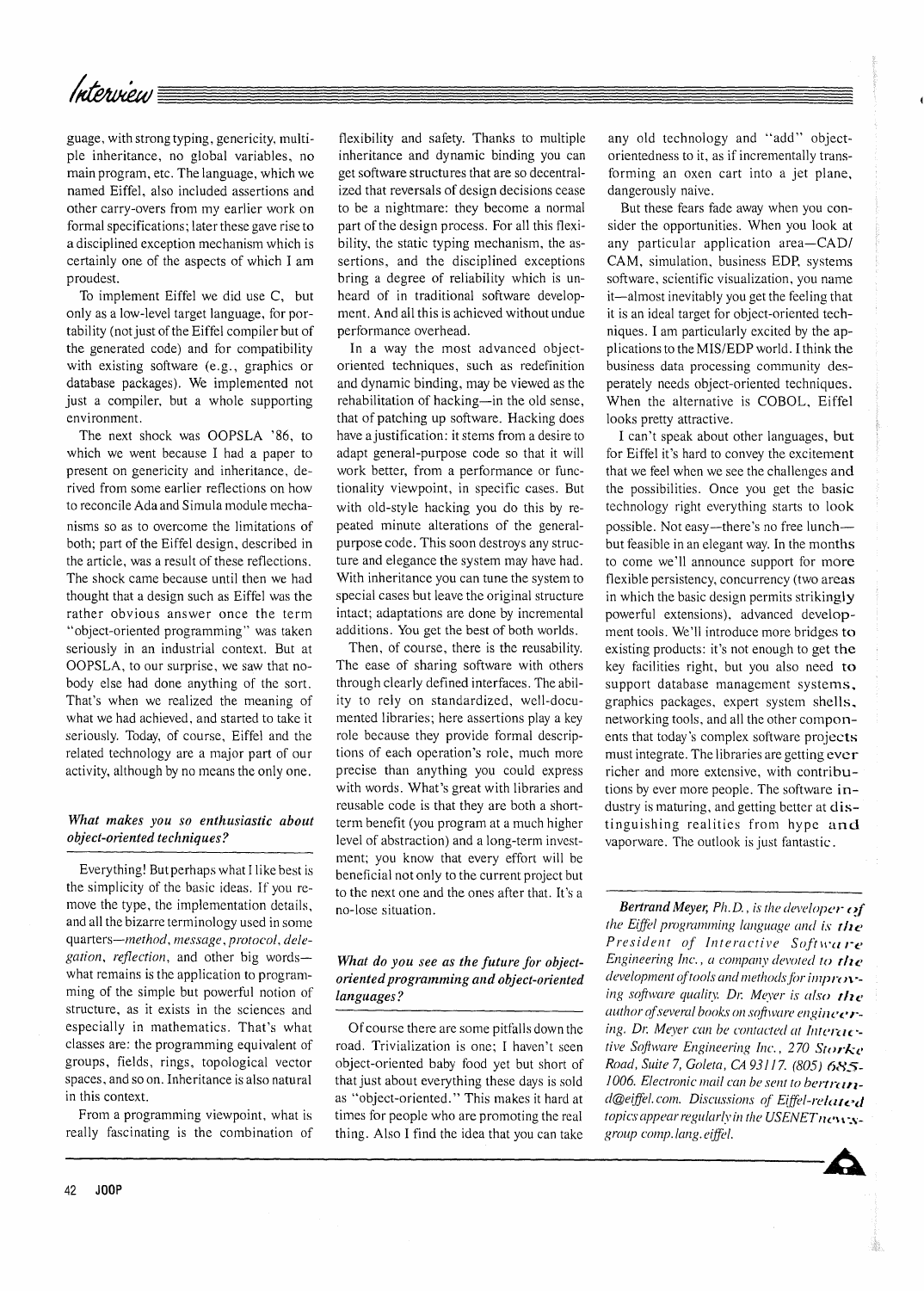guage, with strong typing, genericity, multiple inheritance, no global variables, no main program, etc. The language, which we named Eiffel, also included assertions and other carry-overs from my earlier work on formal specifications; later these gave rise to a disciplined exception mechanism which is certainly one of the aspects of which I am proudest.

To implement Eiffel we did use C, but only as a low-level target language, for portability (not just of the Eiffel compiler but of the generated code) and for compatibility with existing software (e.g., graphics or database packages). We implemented not just a compiler, but a whole supporting environment.

The next shock was OOPSLA '86, to which we went because I had a paper to present on genericity and inheritance, derived from some earlier reflections on how to reconcile Ada and Simula module mechanisms so as to overcome the limitations of both; part of the Eiffel design, described in the article, was a result of these reflections. The shock came because until then we had thought that a design such as Eiffel was the rather obvious answer once the term "object-oriented programming" was taken seriously in an industrial context. But at OOPSLA, to our surprise, we saw that nobody else had done anything of the sort. That's when we realized the meaning of what we had achieved, and started to take it seriously. Today, of course, Eiffel and the related technology are a major part of our activity, although by no means the only one.

### *What makes you so enthusiastic about object-oriented techniques?*

Everything! But perhaps what I like best is the simplicity of the basic ideas. If you remove the type, the implementation details, and all the bizarre terminology used in some quarters—*method*, *message*, *protocol*, *delegation*, *reflection*, and other big words—what remains is the application to programming of the simple but powerful notion of structure, as it exists in the sciences and especially in mathematics. That's what classes are: the programming equivalent of groups, fields, rings, topological vector spaces, and so on. Inheritance is also natural in this context.

From a programming viewpoint, what is really fascinating is the combination of flexibility and safety. Thanks to multiple inheritance and dynamic binding you can get software structures that are so decentralized that reversals of design decisions cease to be a nightmare: they become a normal part of the design process. For all this flexibility, the static typing mechanism, the assertions, and the disciplined exceptions bring a degree of reliability which is unheard of in traditional software development. And all this is achieved without undue performance overhead.

In a way the most advanced object-oriented techniques, such as redefinition and dynamic binding, may be viewed as the rehabilitation of hacking—in the old sense, that of patching up software. Hacking does have a justification: it stems from a desire to adapt general-purpose code so that it will work better, from a performance or functionality viewpoint, in specific cases. But with old-style hacking you do this by repeated minute alterations of the general-purpose code. This soon destroys any structure and elegance the system may have had. With inheritance you can tune the system to special cases but leave the original structure intact; adaptations are done by incremental additions. You get the best of both worlds.

Then, of course, there is the reusability. The ease of sharing software with others through clearly defined interfaces. The ability to rely on standardized, well-documented libraries; here assertions play a key role because they provide formal descriptions of each operation's role, much more precise than anything you could express with words. What's great with libraries and reusable code is that they are both a short-term benefit (you program at a much higher level of abstraction) and a long-term investment; you know that every effort will be beneficial not only to the current project but to the next one and the ones after that. It's a no-lose situation.

### *What do you see as the future for object-oriented programming and object-oriented languages?*

Of course there are some pitfalls down the road. Trivialization is one; I haven't seen object-oriented baby food yet but short of that just about everything these days is sold as "object-oriented." This makes it hard at times for people who are promoting the real thing. Also I find the idea that you can take any old technology and "add" object-orientedness to it, as if incrementally transforming an oxen cart into a jet plane, dangerously naive.

But these fears fade away when you consider the opportunities. When you look at any particular application area—CAD/CAM, simulation, business EDP, systems software, scientific visualization, you name it—almost inevitably you get the feeling that it is an ideal target for object-oriented techniques. I am particularly excited by the applications to the MIS/EDP world. I think the business data processing community desperately needs object-oriented techniques. When the alternative is COBOL, Eiffel looks pretty attractive.

I can't speak about other languages, but for Eiffel it's hard to convey the excitement that we feel when we see the challenges and the possibilities. Once you get the basic technology right everything starts to look possible. Not easy—there's no free lunch—but feasible in an elegant way. In the months to come we'll announce support for more flexible persistency, concurrency (two areas in which the basic design permits strikingly powerful extensions), advanced development tools. We'll introduce more bridges to existing products: it's not enough to get the key facilities right, but you also need to support database management systems, graphics packages, expert system shells, networking tools, and all the other components that today's complex software projects must integrate. The libraries are getting ever richer and more extensive, with contributions by ever more people. The software industry is maturing, and getting better at distinguishing realities from hype and vaporware. The outlook is just fantastic.

---

***Bertrand Meyer**, Ph.D., is the developer of the Eiffel programming language and is the President of Interactive Software Engineering Inc., a company devoted to the development of tools and methods for improving software quality. Dr. Meyer is also the author of several books on software engineering. Dr. Meyer can be contacted at Interactive Software Engineering Inc., 270 Storke Road, Suite 7, Goleta, CA 93117. (805) 685-1006. Electronic mail can be sent to bertrand@eiffel.com. Discussions of Eiffel-related topics appear regularly in the USENET newsgroup comp.lang.eiffel.*